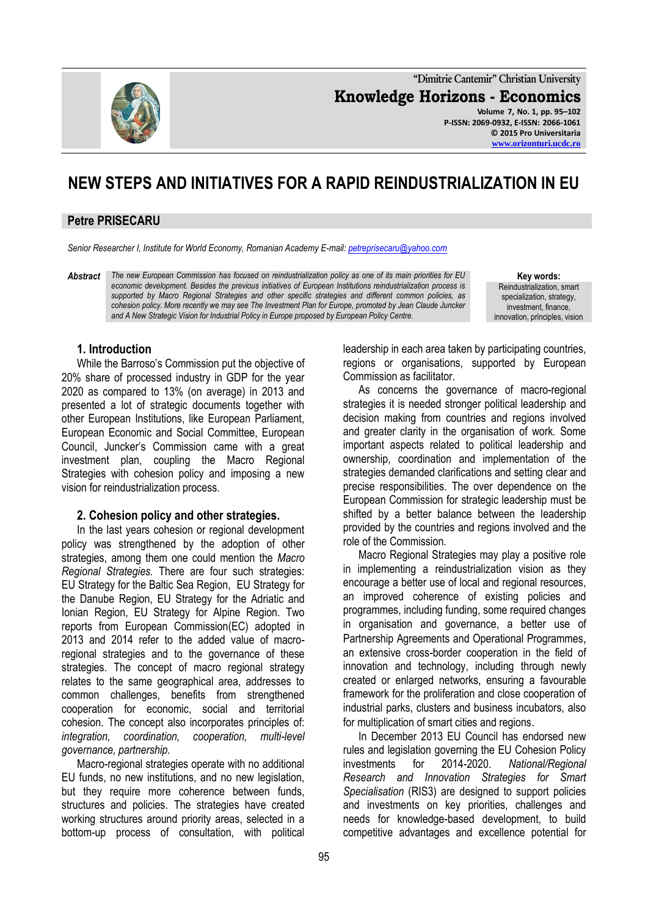# NEW STEPS AND INITIATIVES FOR A RAPID REINDUSTRIALIZATION IN EU

**Petre PRISECARU**

*Senior Researcher I, Institute for World Economy, Romanian Academy E-mail: petreprisecaru@yahoo.com*

***Abstract*** *The new European Commission has focused on reindustrialization policy as one of its main priorities for EU economic development. Besides the previous initiatives of European Institutions reindustrialization process is supported by Macro Regional Strategies and other specific strategies and different common policies, as cohesion policy. More recently we may see The Investment Plan for Europe, promoted by Jean Claude Juncker and A New Strategic Vision for Industrial Policy in Europe proposed by European Policy Centre.*

**Key words:** Reindustrialization, smart specialization, strategy, investment, finance, innovation, principles, vision

## 1. Introduction

While the Barroso's Commission put the objective of 20% share of processed industry in GDP for the year 2020 as compared to 13% (on average) in 2013 and presented a lot of strategic documents together with other European Institutions, like European Parliament, European Economic and Social Committee, European Council, Juncker's Commission came with a great investment plan, coupling the Macro Regional Strategies with cohesion policy and imposing a new vision for reindustrialization process.

## 2. Cohesion policy and other strategies.

In the last years cohesion or regional development policy was strengthened by the adoption of other strategies, among them one could mention the *Macro Regional Strategies.* There are four such strategies: EU Strategy for the Baltic Sea Region, EU Strategy for the Danube Region, EU Strategy for the Adriatic and Ionian Region, EU Strategy for Alpine Region. Two reports from European Commission(EC) adopted in 2013 and 2014 refer to the added value of macro-regional strategies and to the governance of these strategies. The concept of macro regional strategy relates to the same geographical area, addresses to common challenges, benefits from strengthened cooperation for economic, social and territorial cohesion. The concept also incorporates principles of: *integration, coordination, cooperation, multi-level governance, partnership.*

Macro-regional strategies operate with no additional EU funds, no new institutions, and no new legislation, but they require more coherence between funds, structures and policies. The strategies have created working structures around priority areas, selected in a bottom-up process of consultation, with political leadership in each area taken by participating countries, regions or organisations, supported by European Commission as facilitator.

As concerns the governance of macro-regional strategies it is needed stronger political leadership and decision making from countries and regions involved and greater clarity in the organisation of work. Some important aspects related to political leadership and ownership, coordination and implementation of the strategies demanded clarifications and setting clear and precise responsibilities. The over dependence on the European Commission for strategic leadership must be shifted by a better balance between the leadership provided by the countries and regions involved and the role of the Commission.

Macro Regional Strategies may play a positive role in implementing a reindustrialization vision as they encourage a better use of local and regional resources, an improved coherence of existing policies and programmes, including funding, some required changes in organisation and governance, a better use of Partnership Agreements and Operational Programmes, an extensive cross-border cooperation in the field of innovation and technology, including through newly created or enlarged networks, ensuring a favourable framework for the proliferation and close cooperation of industrial parks, clusters and business incubators, also for multiplication of smart cities and regions.

In December 2013 EU Council has endorsed new rules and legislation governing the EU Cohesion Policy investments for 2014-2020. *National/Regional Research and Innovation Strategies for Smart Specialisation* (RIS3) are designed to support policies and investments on key priorities, challenges and needs for knowledge-based development, to build competitive advantages and excellence potential for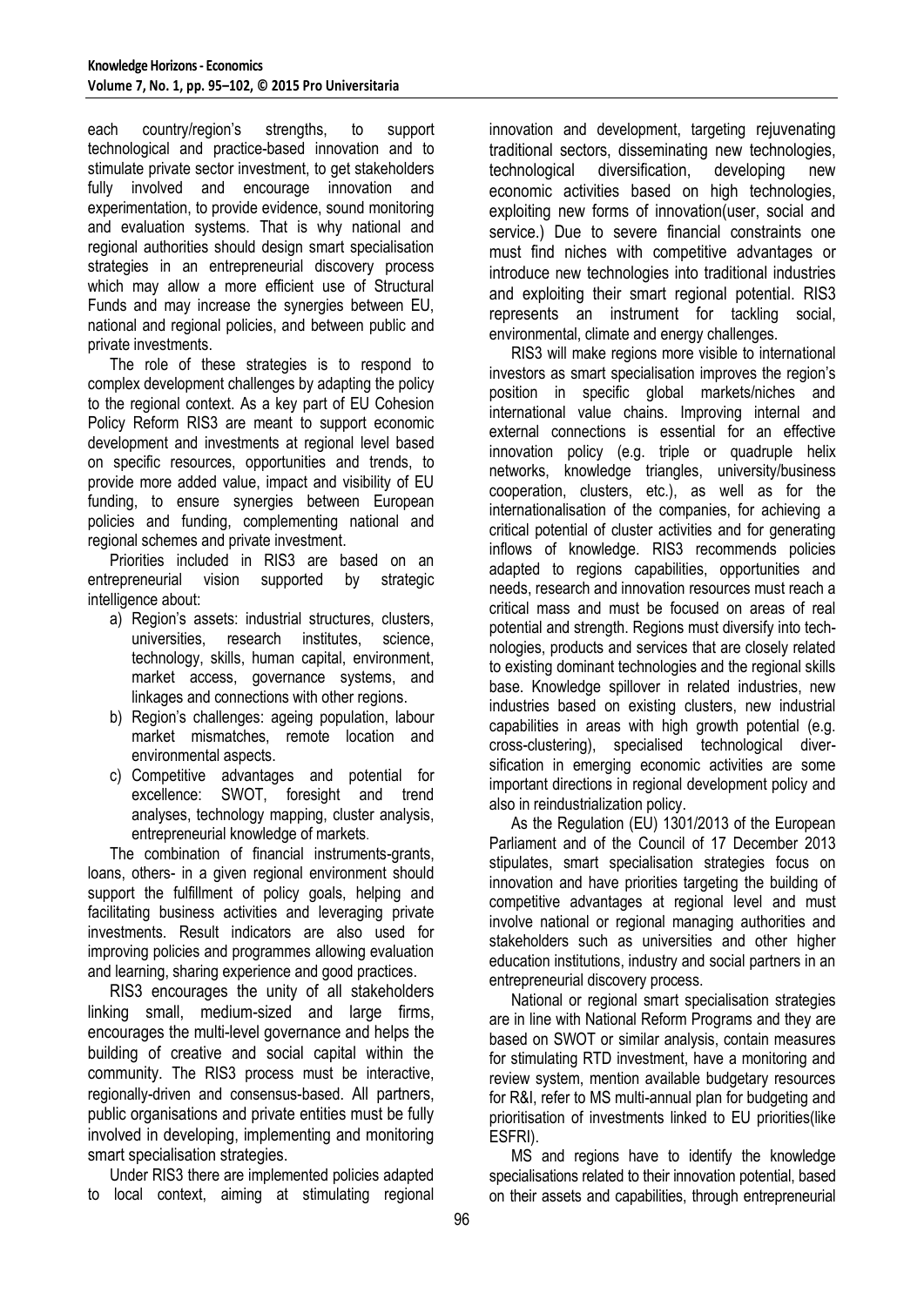each country/region's strengths, to support technological and practice-based innovation and to stimulate private sector investment, to get stakeholders fully involved and encourage innovation and experimentation, to provide evidence, sound monitoring and evaluation systems. That is why national and regional authorities should design smart specialisation strategies in an entrepreneurial discovery process which may allow a more efficient use of Structural Funds and may increase the synergies between EU, national and regional policies, and between public and private investments.

The role of these strategies is to respond to complex development challenges by adapting the policy to the regional context. As a key part of EU Cohesion Policy Reform RIS3 are meant to support economic development and investments at regional level based on specific resources, opportunities and trends, to provide more added value, impact and visibility of EU funding, to ensure synergies between European policies and funding, complementing national and regional schemes and private investment.

Priorities included in RIS3 are based on an entrepreneurial vision supported by strategic intelligence about:

a) Region's assets: industrial structures, clusters, universities, research institutes, science, technology, skills, human capital, environment, market access, governance systems, and linkages and connections with other regions.
b) Region's challenges: ageing population, labour market mismatches, remote location and environmental aspects.
c) Competitive advantages and potential for excellence: SWOT, foresight and trend analyses, technology mapping, cluster analysis, entrepreneurial knowledge of markets.

The combination of financial instruments-grants, loans, others- in a given regional environment should support the fulfillment of policy goals, helping and facilitating business activities and leveraging private investments. Result indicators are also used for improving policies and programmes allowing evaluation and learning, sharing experience and good practices.

RIS3 encourages the unity of all stakeholders linking small, medium-sized and large firms, encourages the multi-level governance and helps the building of creative and social capital within the community. The RIS3 process must be interactive, regionally-driven and consensus-based. All partners, public organisations and private entities must be fully involved in developing, implementing and monitoring smart specialisation strategies.

Under RIS3 there are implemented policies adapted to local context, aiming at stimulating regional innovation and development, targeting rejuvenating traditional sectors, disseminating new technologies, technological diversification, developing new economic activities based on high technologies, exploiting new forms of innovation(user, social and service.) Due to severe financial constraints one must find niches with competitive advantages or introduce new technologies into traditional industries and exploiting their smart regional potential. RIS3 represents an instrument for tackling social, environmental, climate and energy challenges.

RIS3 will make regions more visible to international investors as smart specialisation improves the region's position in specific global markets/niches and international value chains. Improving internal and external connections is essential for an effective innovation policy (e.g. triple or quadruple helix networks, knowledge triangles, university/business cooperation, clusters, etc.), as well as for the internationalisation of the companies, for achieving a critical potential of cluster activities and for generating inflows of knowledge. RIS3 recommends policies adapted to regions capabilities, opportunities and needs, research and innovation resources must reach a critical mass and must be focused on areas of real potential and strength. Regions must diversify into technologies, products and services that are closely related to existing dominant technologies and the regional skills base. Knowledge spillover in related industries, new industries based on existing clusters, new industrial capabilities in areas with high growth potential (e.g. cross-clustering), specialised technological diversification in emerging economic activities are some important directions in regional development policy and also in reindustrialization policy.

As the Regulation (EU) 1301/2013 of the European Parliament and of the Council of 17 December 2013 stipulates, smart specialisation strategies focus on innovation and have priorities targeting the building of competitive advantages at regional level and must involve national or regional managing authorities and stakeholders such as universities and other higher education institutions, industry and social partners in an entrepreneurial discovery process.

National or regional smart specialisation strategies are in line with National Reform Programs and they are based on SWOT or similar analysis, contain measures for stimulating RTD investment, have a monitoring and review system, mention available budgetary resources for R&I, refer to MS multi-annual plan for budgeting and prioritisation of investments linked to EU priorities(like ESFRI).

MS and regions have to identify the knowledge specialisations related to their innovation potential, based on their assets and capabilities, through entrepreneurial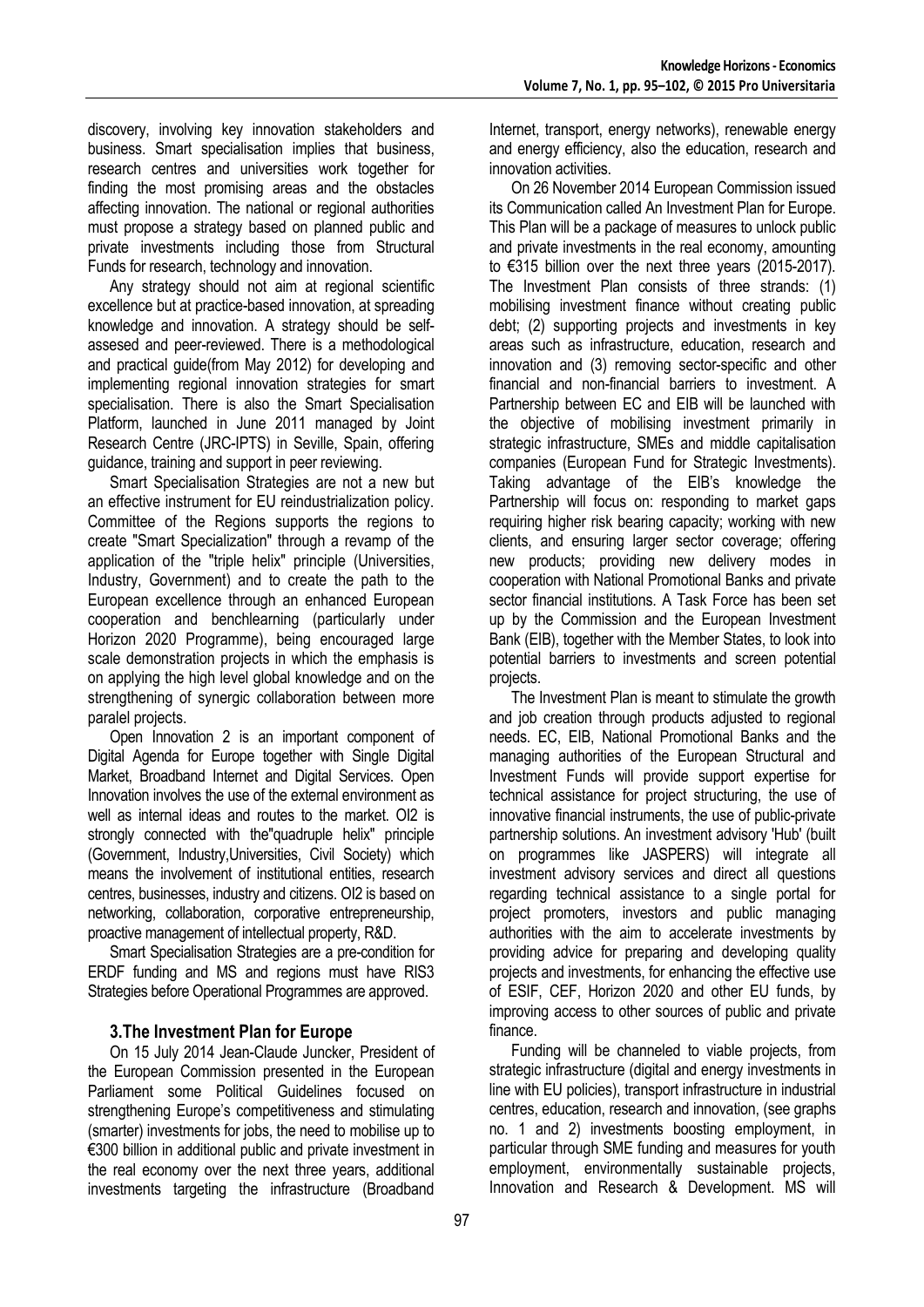discovery, involving key innovation stakeholders and business. Smart specialisation implies that business, research centres and universities work together for finding the most promising areas and the obstacles affecting innovation. The national or regional authorities must propose a strategy based on planned public and private investments including those from Structural Funds for research, technology and innovation.

Any strategy should not aim at regional scientific excellence but at practice-based innovation, at spreading knowledge and innovation. A strategy should be self-assesed and peer-reviewed. There is a methodological and practical guide(from May 2012) for developing and implementing regional innovation strategies for smart specialisation. There is also the Smart Specialisation Platform, launched in June 2011 managed by Joint Research Centre (JRC-IPTS) in Seville, Spain, offering guidance, training and support in peer reviewing.

Smart Specialisation Strategies are not a new but an effective instrument for EU reindustrialization policy. Committee of the Regions supports the regions to create "Smart Specialization" through a revamp of the application of the "triple helix" principle (Universities, Industry, Government) and to create the path to the European excellence through an enhanced European cooperation and benchlearning (particularly under Horizon 2020 Programme), being encouraged large scale demonstration projects in which the emphasis is on applying the high level global knowledge and on the strengthening of synergic collaboration between more paralel projects.

Open Innovation 2 is an important component of Digital Agenda for Europe together with Single Digital Market, Broadband Internet and Digital Services. Open Innovation involves the use of the external environment as well as internal ideas and routes to the market. OI2 is strongly connected with the"quadruple helix" principle (Government, Industry,Universities, Civil Society) which means the involvement of institutional entities, research centres, businesses, industry and citizens. OI2 is based on networking, collaboration, corporative entrepreneurship, proactive management of intellectual property, R&D.

Smart Specialisation Strategies are a pre-condition for ERDF funding and MS and regions must have RIS3 Strategies before Operational Programmes are approved.

### 3.The Investment Plan for Europe

On 15 July 2014 Jean-Claude Juncker, President of the European Commission presented in the European Parliament some Political Guidelines focused on strengthening Europe's competitiveness and stimulating (smarter) investments for jobs, the need to mobilise up to €300 billion in additional public and private investment in the real economy over the next three years, additional investments targeting the infrastructure (Broadband Internet, transport, energy networks), renewable energy and energy efficiency, also the education, research and innovation activities.

On 26 November 2014 European Commission issued its Communication called An Investment Plan for Europe. This Plan will be a package of measures to unlock public and private investments in the real economy, amounting to €315 billion over the next three years (2015-2017). The Investment Plan consists of three strands: (1) mobilising investment finance without creating public debt; (2) supporting projects and investments in key areas such as infrastructure, education, research and innovation and (3) removing sector-specific and other financial and non-financial barriers to investment. A Partnership between EC and EIB will be launched with the objective of mobilising investment primarily in strategic infrastructure, SMEs and middle capitalisation companies (European Fund for Strategic Investments). Taking advantage of the EIB's knowledge the Partnership will focus on: responding to market gaps requiring higher risk bearing capacity; working with new clients, and ensuring larger sector coverage; offering new products; providing new delivery modes in cooperation with National Promotional Banks and private sector financial institutions. A Task Force has been set up by the Commission and the European Investment Bank (EIB), together with the Member States, to look into potential barriers to investments and screen potential projects.

The Investment Plan is meant to stimulate the growth and job creation through products adjusted to regional needs. EC, EIB, National Promotional Banks and the managing authorities of the European Structural and Investment Funds will provide support expertise for technical assistance for project structuring, the use of innovative financial instruments, the use of public-private partnership solutions. An investment advisory 'Hub' (built on programmes like JASPERS) will integrate all investment advisory services and direct all questions regarding technical assistance to a single portal for project promoters, investors and public managing authorities with the aim to accelerate investments by providing advice for preparing and developing quality projects and investments, for enhancing the effective use of ESIF, CEF, Horizon 2020 and other EU funds, by improving access to other sources of public and private finance.

Funding will be channeled to viable projects, from strategic infrastructure (digital and energy investments in line with EU policies), transport infrastructure in industrial centres, education, research and innovation, (see graphs no. 1 and 2) investments boosting employment, in particular through SME funding and measures for youth employment, environmentally sustainable projects, Innovation and Research & Development. MS will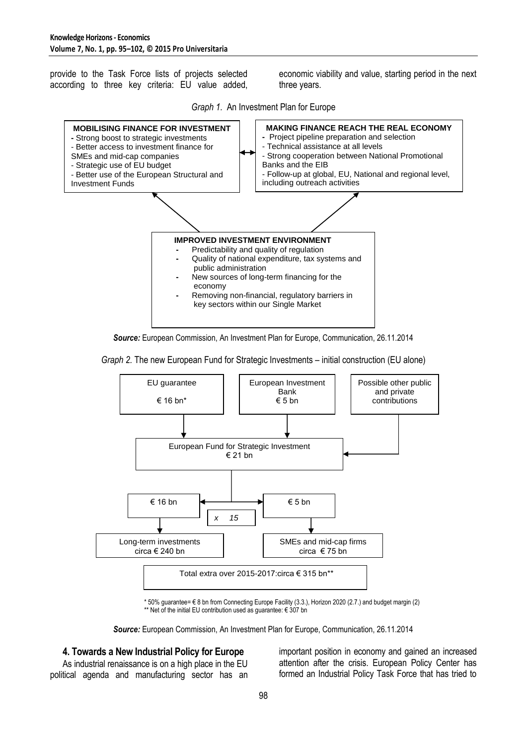provide to the Task Force lists of projects selected according to three key criteria: EU value added, economic viability and value, starting period in the next three years.

*Graph 1.* An Investment Plan for Europe

**MOBILISING FINANCE FOR INVESTMENT**
- Strong boost to strategic investments
- Better access to investment finance for SMEs and mid-cap companies
- Strategic use of EU budget
- Better use of the European Structural and Investment Funds

**MAKING FINANCE REACH THE REAL ECONOMY**
- Project pipeline preparation and selection
- Technical assistance at all levels
- Strong cooperation between National Promotional Banks and the EIB
- Follow-up at global, EU, National and regional level, including outreach activities

**IMPROVED INVESTMENT ENVIRONMENT**
- Predictability and quality of regulation
- Quality of national expenditure, tax systems and public administration
- New sources of long-term financing for the economy
- Removing non-financial, regulatory barriers in key sectors within our Single Market

***Source:*** European Commission, An Investment Plan for Europe, Communication, 26.11.2014

*Graph 2.* The new European Fund for Strategic Investments – initial construction (EU alone)

EU guarantee € 16 bn*

European Investment Bank € 5 bn

Possible other public and private contributions

European Fund for Strategic Investment € 21 bn

€ 16 bn — x 15 — € 5 bn

Long-term investments circa € 240 bn

SMEs and mid-cap firms circa € 75 bn

Total extra over 2015-2017:circa € 315 bn**

\* 50% guarantee= € 8 bn from Connecting Europe Facility (3.3.), Horizon 2020 (2.7.) and budget margin (2)
** Net of the initial EU contribution used as guarantee: € 307 bn

***Source:*** European Commission, An Investment Plan for Europe, Communication, 26.11.2014

## 4. Towards a New Industrial Policy for Europe

As industrial renaissance is on a high place in the EU political agenda and manufacturing sector has an important position in economy and gained an increased attention after the crisis. European Policy Center has formed an Industrial Policy Task Force that has tried to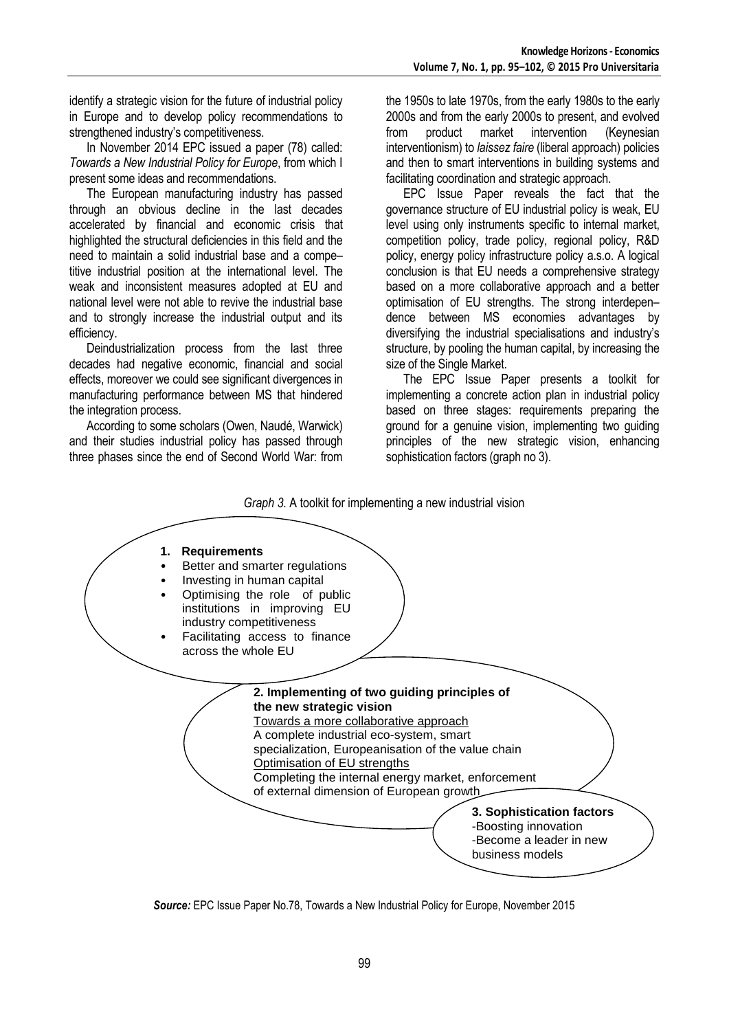identify a strategic vision for the future of industrial policy in Europe and to develop policy recommendations to strengthened industry's competitiveness.

In November 2014 EPC issued a paper (78) called: *Towards a New Industrial Policy for Europe*, from which I present some ideas and recommendations.

The European manufacturing industry has passed through an obvious decline in the last decades accelerated by financial and economic crisis that highlighted the structural deficiencies in this field and the need to maintain a solid industrial base and a competitive industrial position at the international level. The weak and inconsistent measures adopted at EU and national level were not able to revive the industrial base and to strongly increase the industrial output and its efficiency.

Deindustrialization process from the last three decades had negative economic, financial and social effects, moreover we could see significant divergences in manufacturing performance between MS that hindered the integration process.

According to some scholars (Owen, Naudé, Warwick) and their studies industrial policy has passed through three phases since the end of Second World War: from the 1950s to late 1970s, from the early 1980s to the early 2000s and from the early 2000s to present, and evolved from product market intervention (Keynesian interventionism) to *laissez faire* (liberal approach) policies and then to smart interventions in building systems and facilitating coordination and strategic approach.

EPC Issue Paper reveals the fact that the governance structure of EU industrial policy is weak, EU level using only instruments specific to internal market, competition policy, trade policy, regional policy, R&D policy, energy policy infrastructure policy a.s.o. A logical conclusion is that EU needs a comprehensive strategy based on a more collaborative approach and a better optimisation of EU strengths. The strong interdependence between MS economies advantages by diversifying the industrial specialisations and industry's structure, by pooling the human capital, by increasing the size of the Single Market.

The EPC Issue Paper presents a toolkit for implementing a concrete action plan in industrial policy based on three stages: requirements preparing the ground for a genuine vision, implementing two guiding principles of the new strategic vision, enhancing sophistication factors (graph no 3).

*Graph 3.* A toolkit for implementing a new industrial vision

**1. Requirements**
- Better and smarter regulations
- Investing in human capital
- Optimising the role of public institutions in improving EU industry competitiveness
- Facilitating access to finance across the whole EU

**2. Implementing of two guiding principles of the new strategic vision**
Towards a more collaborative approach
A complete industrial eco-system, smart specialization, Europeanisation of the value chain
Optimisation of EU strengths
Completing the internal energy market, enforcement of external dimension of European growth

**3. Sophistication factors**
-Boosting innovation
-Become a leader in new business models

***Source:*** EPC Issue Paper No.78, Towards a New Industrial Policy for Europe, November 2015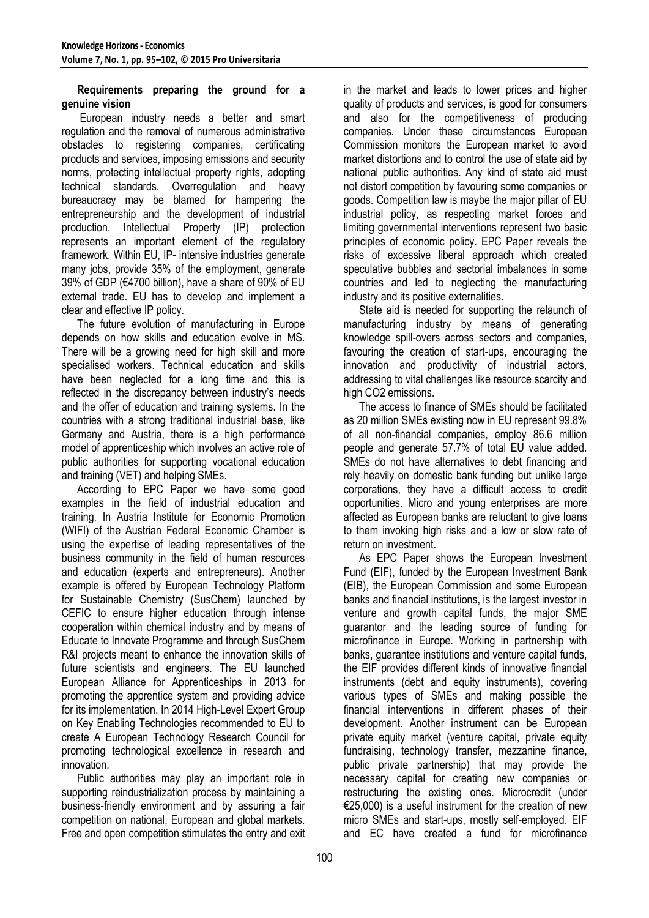**Requirements preparing the ground for a genuine vision**

European industry needs a better and smart regulation and the removal of numerous administrative obstacles to registering companies, certificating products and services, imposing emissions and security norms, protecting intellectual property rights, adopting technical standards. Overregulation and heavy bureaucracy may be blamed for hampering the entrepreneurship and the development of industrial production. Intellectual Property (IP) protection represents an important element of the regulatory framework. Within EU, IP- intensive industries generate many jobs, provide 35% of the employment, generate 39% of GDP (€4700 billion), have a share of 90% of EU external trade. EU has to develop and implement a clear and effective IP policy.

The future evolution of manufacturing in Europe depends on how skills and education evolve in MS. There will be a growing need for high skill and more specialised workers. Technical education and skills have been neglected for a long time and this is reflected in the discrepancy between industry's needs and the offer of education and training systems. In the countries with a strong traditional industrial base, like Germany and Austria, there is a high performance model of apprenticeship which involves an active role of public authorities for supporting vocational education and training (VET) and helping SMEs.

According to EPC Paper we have some good examples in the field of industrial education and training. In Austria Institute for Economic Promotion (WIFI) of the Austrian Federal Economic Chamber is using the expertise of leading representatives of the business community in the field of human resources and education (experts and entrepreneurs). Another example is offered by European Technology Platform for Sustainable Chemistry (SusChem) launched by CEFIC to ensure higher education through intense cooperation within chemical industry and by means of Educate to Innovate Programme and through SusChem R&I projects meant to enhance the innovation skills of future scientists and engineers. The EU launched European Alliance for Apprenticeships in 2013 for promoting the apprentice system and providing advice for its implementation. In 2014 High-Level Expert Group on Key Enabling Technologies recommended to EU to create A European Technology Research Council for promoting technological excellence in research and innovation.

Public authorities may play an important role in supporting reindustrialization process by maintaining a business-friendly environment and by assuring a fair competition on national, European and global markets. Free and open competition stimulates the entry and exit in the market and leads to lower prices and higher quality of products and services, is good for consumers and also for the competitiveness of producing companies. Under these circumstances European Commission monitors the European market to avoid market distortions and to control the use of state aid by national public authorities. Any kind of state aid must not distort competition by favouring some companies or goods. Competition law is maybe the major pillar of EU industrial policy, as respecting market forces and limiting governmental interventions represent two basic principles of economic policy. EPC Paper reveals the risks of excessive liberal approach which created speculative bubbles and sectorial imbalances in some countries and led to neglecting the manufacturing industry and its positive externalities.

State aid is needed for supporting the relaunch of manufacturing industry by means of generating knowledge spill-overs across sectors and companies, favouring the creation of start-ups, encouraging the innovation and productivity of industrial actors, addressing to vital challenges like resource scarcity and high $CO_2$ emissions.

The access to finance of SMEs should be facilitated as 20 million SMEs existing now in EU represent 99.8% of all non-financial companies, employ 86.6 million people and generate 57.7% of total EU value added. SMEs do not have alternatives to debt financing and rely heavily on domestic bank funding but unlike large corporations, they have a difficult access to credit opportunities. Micro and young enterprises are more affected as European banks are reluctant to give loans to them invoking high risks and a low or slow rate of return on investment.

As EPC Paper shows the European Investment Fund (EIF), funded by the European Investment Bank (EIB), the European Commission and some European banks and financial institutions, is the largest investor in venture and growth capital funds, the major SME guarantor and the leading source of funding for microfinance in Europe. Working in partnership with banks, guarantee institutions and venture capital funds, the EIF provides different kinds of innovative financial instruments (debt and equity instruments), covering various types of SMEs and making possible the financial interventions in different phases of their development. Another instrument can be European private equity market (venture capital, private equity fundraising, technology transfer, mezzanine finance, public private partnership) that may provide the necessary capital for creating new companies or restructuring the existing ones. Microcredit (under €25,000) is a useful instrument for the creation of new micro SMEs and start-ups, mostly self-employed. EIF and EC have created a fund for microfinance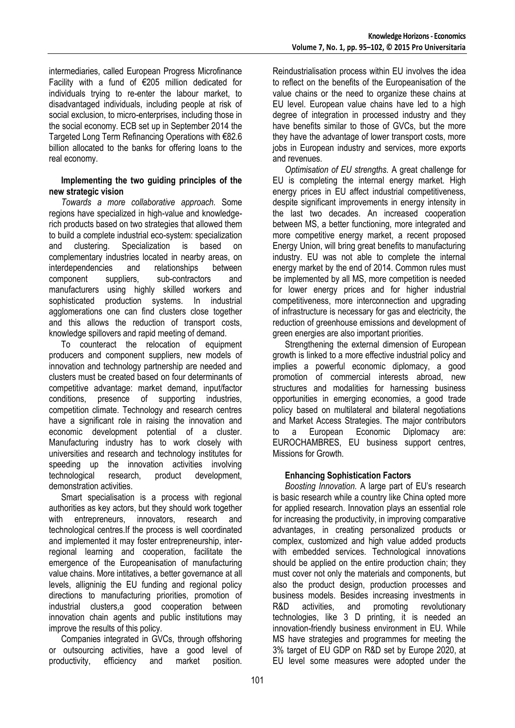intermediaries, called European Progress Microfinance Facility with a fund of €205 million dedicated for individuals trying to re-enter the labour market, to disadvantaged individuals, including people at risk of social exclusion, to micro-enterprises, including those in the social economy. ECB set up in September 2014 the Targeted Long Term Refinancing Operations with €82.6 billion allocated to the banks for offering loans to the real economy.

**Implementing the two guiding principles of the new strategic vision**

*Towards a more collaborative approach.* Some regions have specialized in high-value and knowledge-rich products based on two strategies that allowed them to build a complete industrial eco-system: specialization and clustering. Specialization is based on complementary industries located in nearby areas, on interdependencies and relationships between component suppliers, sub-contractors and manufacturers using highly skilled workers and sophisticated production systems. In industrial agglomerations one can find clusters close together and this allows the reduction of transport costs, knowledge spillovers and rapid meeting of demand.

To counteract the relocation of equipment producers and component suppliers, new models of innovation and technology partnership are needed and clusters must be created based on four determinants of competitive advantage: market demand, input/factor conditions, presence of supporting industries, competition climate. Technology and research centres have a significant role in raising the innovation and economic development potential of a cluster. Manufacturing industry has to work closely with universities and research and technology institutes for speeding up the innovation activities involving technological research, product development, demonstration activities.

Smart specialisation is a process with regional authorities as key actors, but they should work together with entrepreneurs, innovators, research and technological centres.If the process is well coordinated and implemented it may foster entrepreneurship, inter-regional learning and cooperation, facilitate the emergence of the Europeanisation of manufacturing value chains. More intitatives, a better governance at all levels, allgninig the EU funding and regional policy directions to manufacturing priorities, promotion of industrial clusters,a good cooperation between innovation chain agents and public institutions may improve the results of this policy.

Companies integrated in GVCs, through offshoring or outsourcing activities, have a good level of productivity, efficiency and market position. Reindustrialisation process within EU involves the idea to reflect on the benefits of the Europeanisation of the value chains or the need to organize these chains at EU level. European value chains have led to a high degree of integration in processed industry and they have benefits similar to those of GVCs, but the more they have the advantage of lower transport costs, more jobs in European industry and services, more exports and revenues.

*Optimisation of EU strengths.* A great challenge for EU is completing the internal energy market. High energy prices in EU affect industrial competitiveness, despite significant improvements in energy intensity in the last two decades. An increased cooperation between MS, a better functioning, more integrated and more competitive energy market, a recent proposed Energy Union, will bring great benefits to manufacturing industry. EU was not able to complete the internal energy market by the end of 2014. Common rules must be implemented by all MS, more competition is needed for lower energy prices and for higher industrial competitiveness, more interconnection and upgrading of infrastructure is necessary for gas and electricity, the reduction of greenhouse emissions and development of green energies are also important priorities.

Strengthening the external dimension of European growth is linked to a more effective industrial policy and implies a powerful economic diplomacy, a good promotion of commercial interests abroad, new structures and modalities for harnessing business opportunities in emerging economies, a good trade policy based on multilateral and bilateral negotiations and Market Access Strategies. The major contributors to a European Economic Diplomacy are: EUROCHAMBRES, EU business support centres, Missions for Growth.

**Enhancing Sophistication Factors**

*Boosting Innovation.* A large part of EU's research is basic research while a country like China opted more for applied research. Innovation plays an essential role for increasing the productivity, in improving comparative advantages, in creating personalized products or complex, customized and high value added products with embedded services. Technological innovations should be applied on the entire production chain; they must cover not only the materials and components, but also the product design, production processes and business models. Besides increasing investments in R&D activities, and promoting revolutionary technologies, like 3 D printing, it is needed an innovation-friendly business environment in EU. While MS have strategies and programmes for meeting the 3% target of EU GDP on R&D set by Europe 2020, at EU level some measures were adopted under the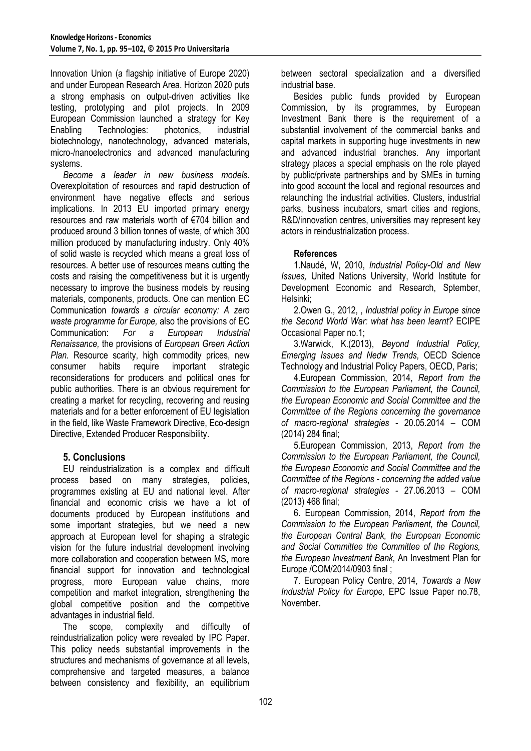Innovation Union (a flagship initiative of Europe 2020) and under European Research Area. Horizon 2020 puts a strong emphasis on output-driven activities like testing, prototyping and pilot projects. In 2009 European Commission launched a strategy for Key Enabling Technologies: photonics, industrial biotechnology, nanotechnology, advanced materials, micro-/nanoelectronics and advanced manufacturing systems.

*Become a leader in new business models.* Overexploitation of resources and rapid destruction of environment have negative effects and serious implications. In 2013 EU imported primary energy resources and raw materials worth of €704 billion and produced around 3 billion tonnes of waste, of which 300 million produced by manufacturing industry. Only 40% of solid waste is recycled which means a great loss of resources. A better use of resources means cutting the costs and raising the competitiveness but it is urgently necessary to improve the business models by reusing materials, components, products. One can mention EC Communication *towards a circular economy: A zero waste programme for Europe,* also the provisions of EC Communication: *For a European Industrial Renaissance,* the provisions of *European Green Action Plan.* Resource scarity, high commodity prices, new consumer habits require important strategic reconsiderations for producers and political ones for public authorities. There is an obvious requirement for creating a market for recycling, recovering and reusing materials and for a better enforcement of EU legislation in the field, like Waste Framework Directive, Eco-design Directive, Extended Producer Responsibility.

## 5. Conclusions

EU reindustrialization is a complex and difficult process based on many strategies, policies, programmes existing at EU and national level. After financial and economic crisis we have a lot of documents produced by European institutions and some important strategies, but we need a new approach at European level for shaping a strategic vision for the future industrial development involving more collaboration and cooperation between MS, more financial support for innovation and technological progress, more European value chains, more competition and market integration, strengthening the global competitive position and the competitive advantages in industrial field.

The scope, complexity and difficulty of reindustrialization policy were revealed by IPC Paper. This policy needs substantial improvements in the structures and mechanisms of governance at all levels, comprehensive and targeted measures, a balance between consistency and flexibility, an equilibrium between sectoral specialization and a diversified industrial base.

Besides public funds provided by European Commission, by its programmes, by European Investment Bank there is the requirement of a substantial involvement of the commercial banks and capital markets in supporting huge investments in new and advanced industrial branches. Any important strategy places a special emphasis on the role played by public/private partnerships and by SMEs in turning into good account the local and regional resources and relaunching the industrial activities. Clusters, industrial parks, business incubators, smart cities and regions, R&D/innovation centres, universities may represent key actors in reindustrialization process.

### References

1.Naudé, W, 2010, *Industrial Policy-Old and New Issues,* United Nations University, World Institute for Development Economic and Research, Sptember, Helsinki;

2.Owen G., 2012, , *Industrial policy in Europe since the Second World War: what has been learnt?* ECIPE Occasional Paper no.1;

3.Warwick, K.(2013), *Beyond Industrial Policy, Emerging Issues and Nedw Trends,* OECD Science Technology and Industrial Policy Papers, OECD, Paris;

4.European Commission, 2014, *Report from the Commission to the European Parliament, the Council, the European Economic and Social Committee and the Committee of the Regions concerning the governance of macro-regional strategies* - 20.05.2014 – COM (2014) 284 final;

5.European Commission, 2013, *Report from the Commission to the European Parliament, the Council, the European Economic and Social Committee and the Committee of the Regions - concerning the added value of macro-regional strategies* - 27.06.2013 – COM (2013) 468 final;

6. European Commission, 2014, *Report from the Commission to the European Parliament, the Council, the European Central Bank, the European Economic and Social Committee the Committee of the Regions, the European Investment Bank,* An Investment Plan for Europe /COM/2014/0903 final ;

7. European Policy Centre, 2014*, Towards a New Industrial Policy for Europe,* EPC Issue Paper no.78, November.